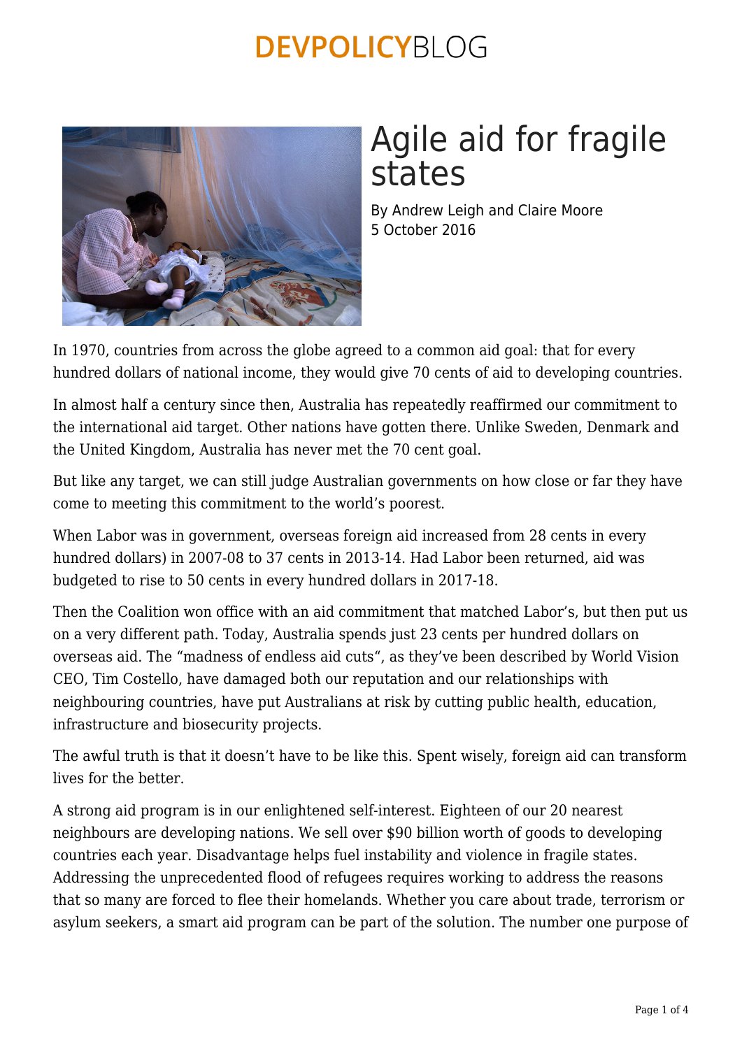DEVPOLICYBLOG

# Agile aid for fragile states

By Andrew Leigh and Claire Moore
5 October 2016

In 1970, countries from across the globe agreed to a common aid goal: that for every hundred dollars of national income, they would give 70 cents of aid to developing countries.

In almost half a century since then, Australia has repeatedly reaffirmed our commitment to the international aid target. Other nations have gotten there. Unlike Sweden, Denmark and the United Kingdom, Australia has never met the 70 cent goal.

But like any target, we can still judge Australian governments on how close or far they have come to meeting this commitment to the world's poorest.

When Labor was in government, overseas foreign aid increased from 28 cents in every hundred dollars) in 2007-08 to 37 cents in 2013-14. Had Labor been returned, aid was budgeted to rise to 50 cents in every hundred dollars in 2017-18.

Then the Coalition won office with an aid commitment that matched Labor's, but then put us on a very different path. Today, Australia spends just 23 cents per hundred dollars on overseas aid. The "madness of endless aid cuts", as they've been described by World Vision CEO, Tim Costello, have damaged both our reputation and our relationships with neighbouring countries, have put Australians at risk by cutting public health, education, infrastructure and biosecurity projects.

The awful truth is that it doesn't have to be like this. Spent wisely, foreign aid can transform lives for the better.

A strong aid program is in our enlightened self-interest. Eighteen of our 20 nearest neighbours are developing nations. We sell over $90 billion worth of goods to developing countries each year. Disadvantage helps fuel instability and violence in fragile states. Addressing the unprecedented flood of refugees requires working to address the reasons that so many are forced to flee their homelands. Whether you care about trade, terrorism or asylum seekers, a smart aid program can be part of the solution. The number one purpose of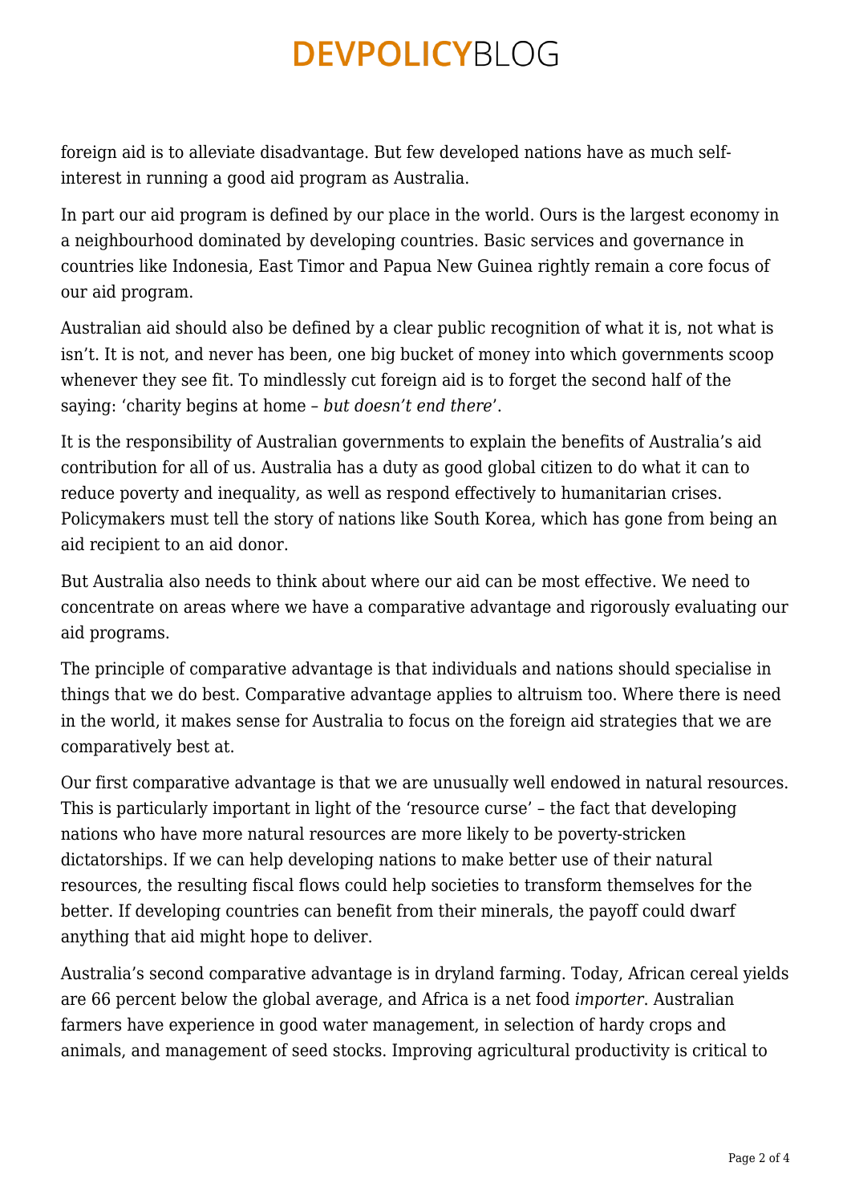foreign aid is to alleviate disadvantage. But few developed nations have as much self-interest in running a good aid program as Australia.

In part our aid program is defined by our place in the world. Ours is the largest economy in a neighbourhood dominated by developing countries. Basic services and governance in countries like Indonesia, East Timor and Papua New Guinea rightly remain a core focus of our aid program.

Australian aid should also be defined by a clear public recognition of what it is, not what is isn't. It is not, and never has been, one big bucket of money into which governments scoop whenever they see fit. To mindlessly cut foreign aid is to forget the second half of the saying: 'charity begins at home – *but doesn't end there*'.

It is the responsibility of Australian governments to explain the benefits of Australia's aid contribution for all of us. Australia has a duty as good global citizen to do what it can to reduce poverty and inequality, as well as respond effectively to humanitarian crises. Policymakers must tell the story of nations like South Korea, which has gone from being an aid recipient to an aid donor.

But Australia also needs to think about where our aid can be most effective. We need to concentrate on areas where we have a comparative advantage and rigorously evaluating our aid programs.

The principle of comparative advantage is that individuals and nations should specialise in things that we do best. Comparative advantage applies to altruism too. Where there is need in the world, it makes sense for Australia to focus on the foreign aid strategies that we are comparatively best at.

Our first comparative advantage is that we are unusually well endowed in natural resources. This is particularly important in light of the 'resource curse' – the fact that developing nations who have more natural resources are more likely to be poverty-stricken dictatorships. If we can help developing nations to make better use of their natural resources, the resulting fiscal flows could help societies to transform themselves for the better. If developing countries can benefit from their minerals, the payoff could dwarf anything that aid might hope to deliver.

Australia's second comparative advantage is in dryland farming. Today, African cereal yields are 66 percent below the global average, and Africa is a net food *importer*. Australian farmers have experience in good water management, in selection of hardy crops and animals, and management of seed stocks. Improving agricultural productivity is critical to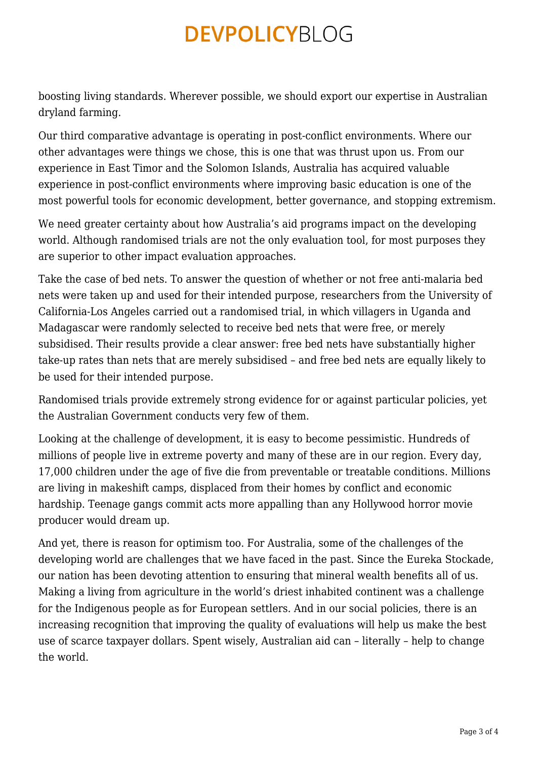boosting living standards. Wherever possible, we should export our expertise in Australian dryland farming.

Our third comparative advantage is operating in post-conflict environments. Where our other advantages were things we chose, this is one that was thrust upon us. From our experience in East Timor and the Solomon Islands, Australia has acquired valuable experience in post-conflict environments where improving basic education is one of the most powerful tools for economic development, better governance, and stopping extremism.

We need greater certainty about how Australia's aid programs impact on the developing world. Although randomised trials are not the only evaluation tool, for most purposes they are superior to other impact evaluation approaches.

Take the case of bed nets. To answer the question of whether or not free anti-malaria bed nets were taken up and used for their intended purpose, researchers from the University of California-Los Angeles carried out a randomised trial, in which villagers in Uganda and Madagascar were randomly selected to receive bed nets that were free, or merely subsidised. Their results provide a clear answer: free bed nets have substantially higher take-up rates than nets that are merely subsidised – and free bed nets are equally likely to be used for their intended purpose.

Randomised trials provide extremely strong evidence for or against particular policies, yet the Australian Government conducts very few of them.

Looking at the challenge of development, it is easy to become pessimistic. Hundreds of millions of people live in extreme poverty and many of these are in our region. Every day, 17,000 children under the age of five die from preventable or treatable conditions. Millions are living in makeshift camps, displaced from their homes by conflict and economic hardship. Teenage gangs commit acts more appalling than any Hollywood horror movie producer would dream up.

And yet, there is reason for optimism too. For Australia, some of the challenges of the developing world are challenges that we have faced in the past. Since the Eureka Stockade, our nation has been devoting attention to ensuring that mineral wealth benefits all of us. Making a living from agriculture in the world's driest inhabited continent was a challenge for the Indigenous people as for European settlers. And in our social policies, there is an increasing recognition that improving the quality of evaluations will help us make the best use of scarce taxpayer dollars. Spent wisely, Australian aid can – literally – help to change the world.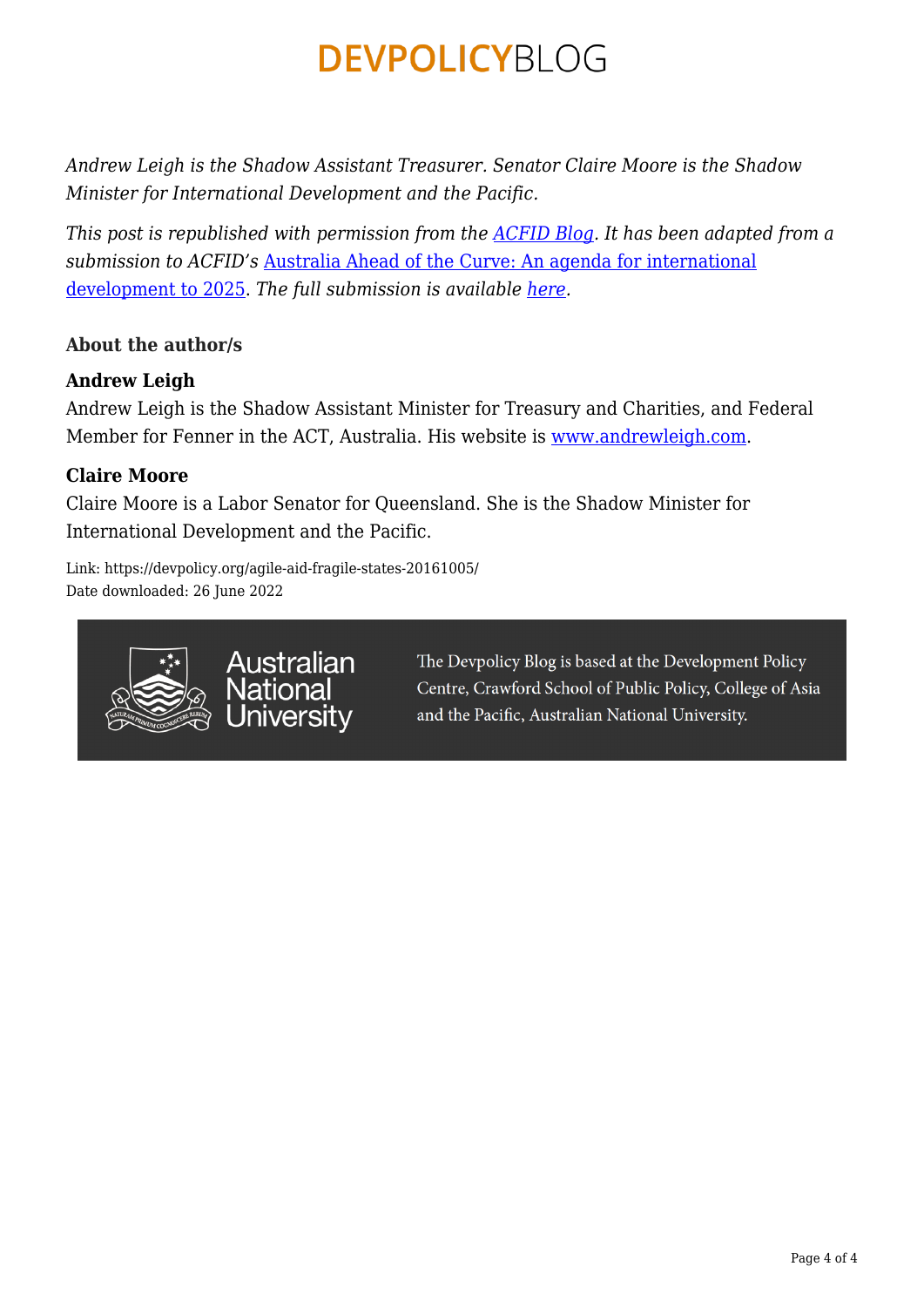*Andrew Leigh is the Shadow Assistant Treasurer. Senator Claire Moore is the Shadow Minister for International Development and the Pacific.*

*This post is republished with permission from the ACFID Blog. It has been adapted from a submission to ACFID's* Australia Ahead of the Curve: An agenda for international development to 2025*. The full submission is available here.*

**About the author/s**

**Andrew Leigh**
Andrew Leigh is the Shadow Assistant Minister for Treasury and Charities, and Federal Member for Fenner in the ACT, Australia. His website is www.andrewleigh.com.

**Claire Moore**
Claire Moore is a Labor Senator for Queensland. She is the Shadow Minister for International Development and the Pacific.

Link: https://devpolicy.org/agile-aid-fragile-states-20161005/
Date downloaded: 26 June 2022

Australian National University

The Devpolicy Blog is based at the Development Policy Centre, Crawford School of Public Policy, College of Asia and the Pacific, Australian National University.